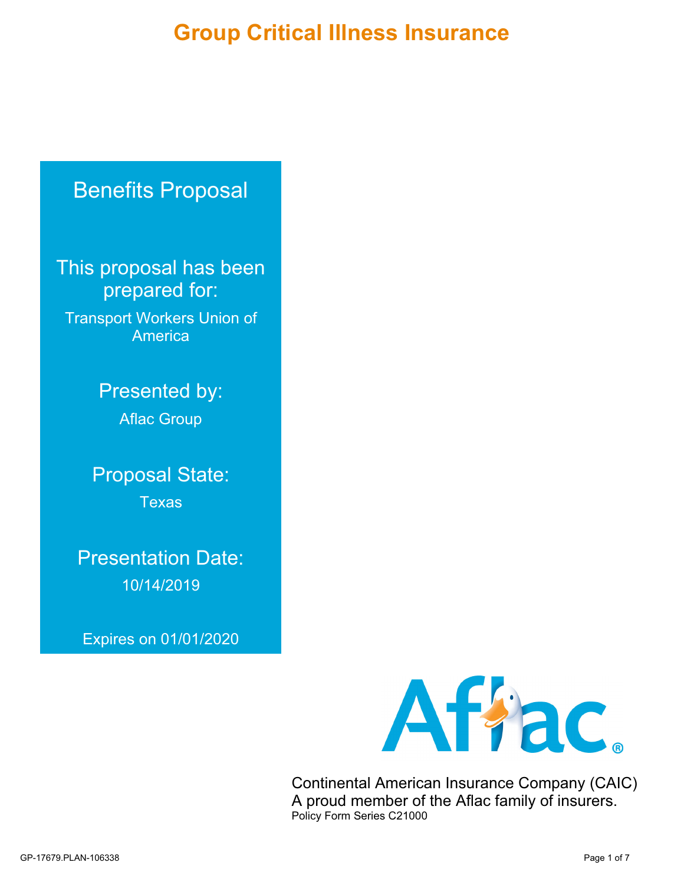# Group Critical Illness Insurance

## Benefits Proposal

This proposal has been prepared for:

Transport Workers Union of America

Presented by:

Aflac Group

Proposal State:

Texas

Presentation Date:

10/14/2019

Expires on 01/01/2020

Continental American Insurance Company (CAIC)
A proud member of the Aflac family of insurers.
Policy Form Series C21000

GP-17679.PLAN-106338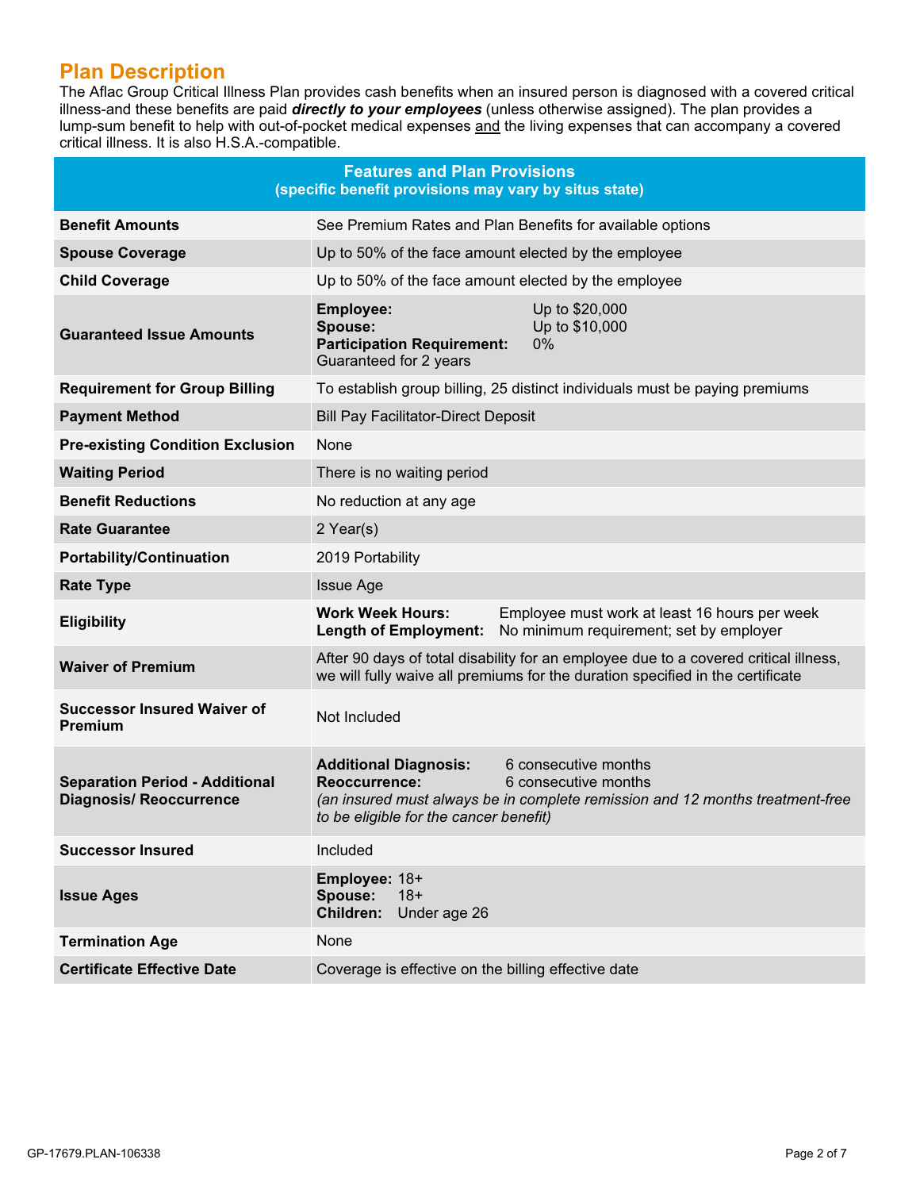## Plan Description

The Aflac Group Critical Illness Plan provides cash benefits when an insured person is diagnosed with a covered critical illness-and these benefits are paid ***directly to your employees*** (unless otherwise assigned). The plan provides a lump-sum benefit to help with out-of-pocket medical expenses and the living expenses that can accompany a covered critical illness. It is also H.S.A.-compatible.

| Features and Plan Provisions (specific benefit provisions may vary by situs state) | |
|---|---|
| **Benefit Amounts** | See Premium Rates and Plan Benefits for available options |
| **Spouse Coverage** | Up to 50% of the face amount elected by the employee |
| **Child Coverage** | Up to 50% of the face amount elected by the employee |
| **Guaranteed Issue Amounts** | **Employee:** Up to $20,000<br>**Spouse:** Up to $10,000<br>**Participation Requirement:** 0%<br>Guaranteed for 2 years |
| **Requirement for Group Billing** | To establish group billing, 25 distinct individuals must be paying premiums |
| **Payment Method** | Bill Pay Facilitator-Direct Deposit |
| **Pre-existing Condition Exclusion** | None |
| **Waiting Period** | There is no waiting period |
| **Benefit Reductions** | No reduction at any age |
| **Rate Guarantee** | 2 Year(s) |
| **Portability/Continuation** | 2019 Portability |
| **Rate Type** | Issue Age |
| **Eligibility** | **Work Week Hours:** Employee must work at least 16 hours per week<br>**Length of Employment:** No minimum requirement; set by employer |
| **Waiver of Premium** | After 90 days of total disability for an employee due to a covered critical illness, we will fully waive all premiums for the duration specified in the certificate |
| **Successor Insured Waiver of Premium** | Not Included |
| **Separation Period - Additional Diagnosis/ Reoccurrence** | **Additional Diagnosis:** 6 consecutive months<br>**Reoccurrence:** 6 consecutive months<br>*(an insured must always be in complete remission and 12 months treatment-free to be eligible for the cancer benefit)* |
| **Successor Insured** | Included |
| **Issue Ages** | **Employee:** 18+<br>**Spouse:** 18+<br>**Children:** Under age 26 |
| **Termination Age** | None |
| **Certificate Effective Date** | Coverage is effective on the billing effective date |

GP-17679.PLAN-106338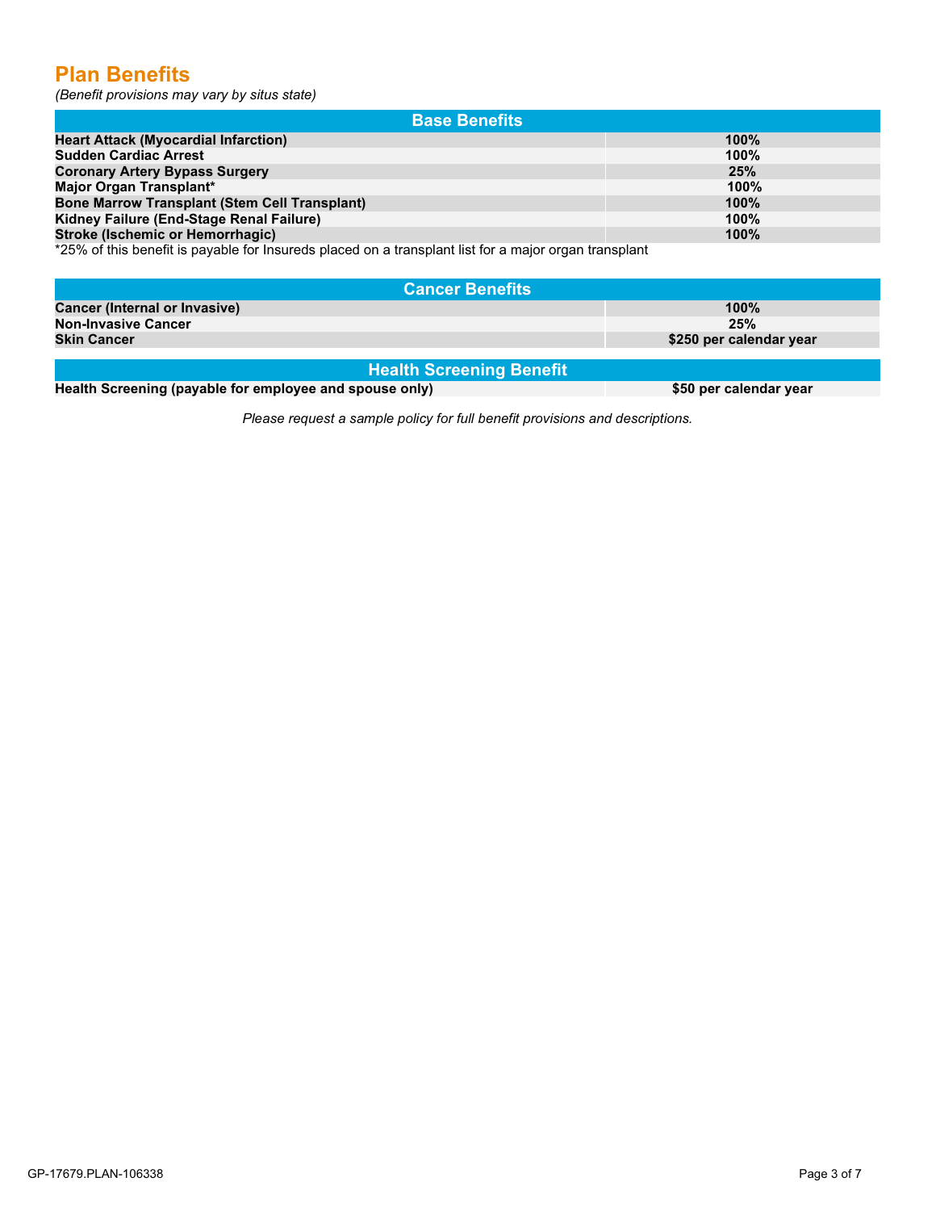# Plan Benefits

*(Benefit provisions may vary by situs state)*

| Base Benefits | |
|---|---|
| **Heart Attack (Myocardial Infarction)** | **100%** |
| **Sudden Cardiac Arrest** | **100%** |
| **Coronary Artery Bypass Surgery** | **25%** |
| **Major Organ Transplant*** | **100%** |
| **Bone Marrow Transplant (Stem Cell Transplant)** | **100%** |
| **Kidney Failure (End-Stage Renal Failure)** | **100%** |
| **Stroke (Ischemic or Hemorrhagic)** | **100%** |

*25% of this benefit is payable for Insureds placed on a transplant list for a major organ transplant

| Cancer Benefits | |
|---|---|
| **Cancer (Internal or Invasive)** | **100%** |
| **Non-Invasive Cancer** | **25%** |
| **Skin Cancer** | **$250 per calendar year** |

| Health Screening Benefit | |
|---|---|
| **Health Screening (payable for employee and spouse only)** | **$50 per calendar year** |

*Please request a sample policy for full benefit provisions and descriptions.*

GP-17679.PLAN-106338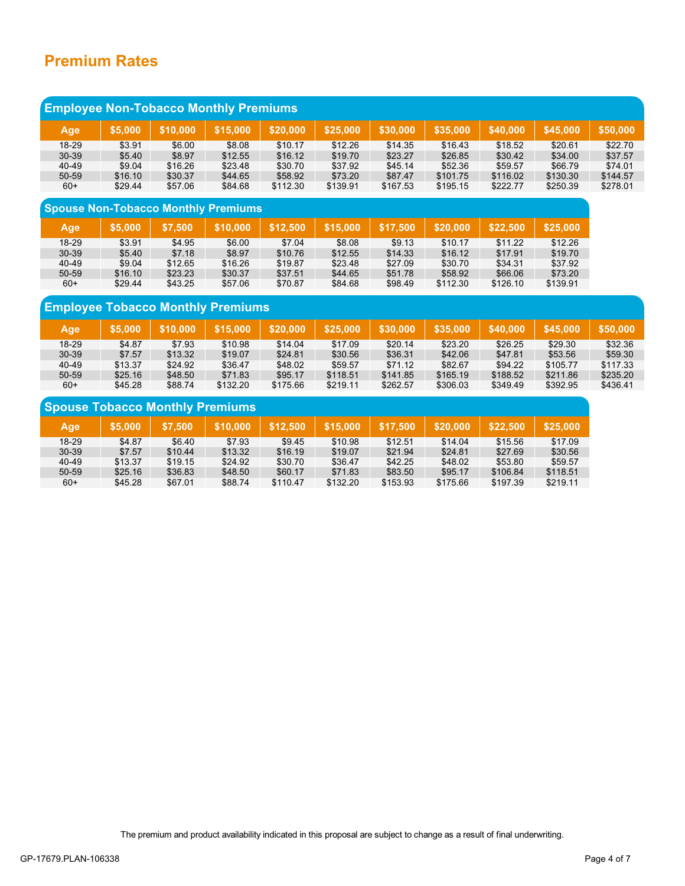# Premium Rates

## Employee Non-Tobacco Monthly Premiums

| Age | $5,000 | $10,000 | $15,000 | $20,000 | $25,000 | $30,000 | $35,000 | $40,000 | $45,000 | $50,000 |
|---|---|---|---|---|---|---|---|---|---|---|
| 18-29 | $3.91 | $6.00 | $8.08 | $10.17 | $12.26 | $14.35 | $16.43 | $18.52 | $20.61 | $22.70 |
| 30-39 | $5.40 | $8.97 | $12.55 | $16.12 | $19.70 | $23.27 | $26.85 | $30.42 | $34.00 | $37.57 |
| 40-49 | $9.04 | $16.26 | $23.48 | $30.70 | $37.92 | $45.14 | $52.36 | $59.57 | $66.79 | $74.01 |
| 50-59 | $16.10 | $30.37 | $44.65 | $58.92 | $73.20 | $87.47 | $101.75 | $116.02 | $130.30 | $144.57 |
| 60+ | $29.44 | $57.06 | $84.68 | $112.30 | $139.91 | $167.53 | $195.15 | $222.77 | $250.39 | $278.01 |

## Spouse Non-Tobacco Monthly Premiums

| Age | $5,000 | $7,500 | $10,000 | $12,500 | $15,000 | $17,500 | $20,000 | $22,500 | $25,000 |
|---|---|---|---|---|---|---|---|---|---|
| 18-29 | $3.91 | $4.95 | $6.00 | $7.04 | $8.08 | $9.13 | $10.17 | $11.22 | $12.26 |
| 30-39 | $5.40 | $7.18 | $8.97 | $10.76 | $12.55 | $14.33 | $16.12 | $17.91 | $19.70 |
| 40-49 | $9.04 | $12.65 | $16.26 | $19.87 | $23.48 | $27.09 | $30.70 | $34.31 | $37.92 |
| 50-59 | $16.10 | $23.23 | $30.37 | $37.51 | $44.65 | $51.78 | $58.92 | $66.06 | $73.20 |
| 60+ | $29.44 | $43.25 | $57.06 | $70.87 | $84.68 | $98.49 | $112.30 | $126.10 | $139.91 |

## Employee Tobacco Monthly Premiums

| Age | $5,000 | $10,000 | $15,000 | $20,000 | $25,000 | $30,000 | $35,000 | $40,000 | $45,000 | $50,000 |
|---|---|---|---|---|---|---|---|---|---|---|
| 18-29 | $4.87 | $7.93 | $10.98 | $14.04 | $17.09 | $20.14 | $23.20 | $26.25 | $29.30 | $32.36 |
| 30-39 | $7.57 | $13.32 | $19.07 | $24.81 | $30.56 | $36.31 | $42.06 | $47.81 | $53.56 | $59.30 |
| 40-49 | $13.37 | $24.92 | $36.47 | $48.02 | $59.57 | $71.12 | $82.67 | $94.22 | $105.77 | $117.33 |
| 50-59 | $25.16 | $48.50 | $71.83 | $95.17 | $118.51 | $141.85 | $165.19 | $188.52 | $211.86 | $235.20 |
| 60+ | $45.28 | $88.74 | $132.20 | $175.66 | $219.11 | $262.57 | $306.03 | $349.49 | $392.95 | $436.41 |

## Spouse Tobacco Monthly Premiums

| Age | $5,000 | $7,500 | $10,000 | $12,500 | $15,000 | $17,500 | $20,000 | $22,500 | $25,000 |
|---|---|---|---|---|---|---|---|---|---|
| 18-29 | $4.87 | $6.40 | $7.93 | $9.45 | $10.98 | $12.51 | $14.04 | $15.56 | $17.09 |
| 30-39 | $7.57 | $10.44 | $13.32 | $16.19 | $19.07 | $21.94 | $24.81 | $27.69 | $30.56 |
| 40-49 | $13.37 | $19.15 | $24.92 | $30.70 | $36.47 | $42.25 | $48.02 | $53.80 | $59.57 |
| 50-59 | $25.16 | $36.83 | $48.50 | $60.17 | $71.83 | $83.50 | $95.17 | $106.84 | $118.51 |
| 60+ | $45.28 | $67.01 | $88.74 | $110.47 | $132.20 | $153.93 | $175.66 | $197.39 | $219.11 |

The premium and product availability indicated in this proposal are subject to change as a result of final underwriting.

GP-17679.PLAN-106338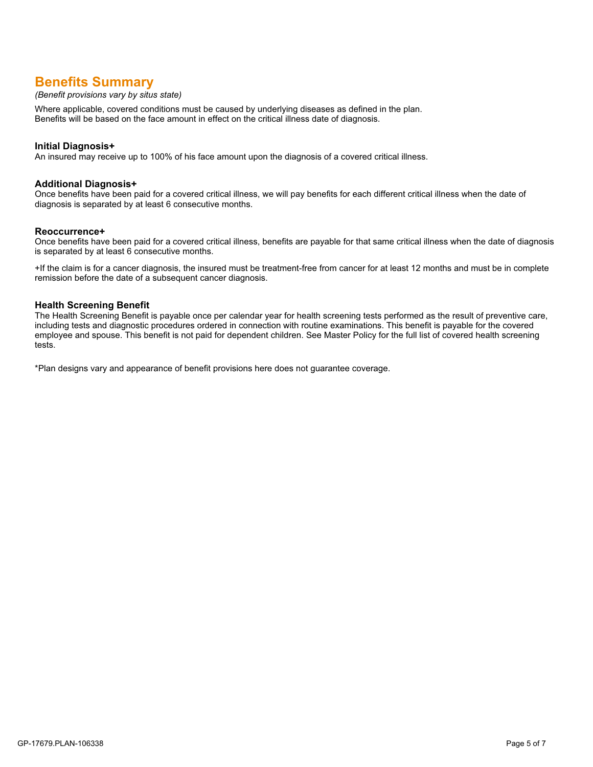## Benefits Summary

*(Benefit provisions vary by situs state)*

Where applicable, covered conditions must be caused by underlying diseases as defined in the plan.
Benefits will be based on the face amount in effect on the critical illness date of diagnosis.

### Initial Diagnosis+

An insured may receive up to 100% of his face amount upon the diagnosis of a covered critical illness.

### Additional Diagnosis+

Once benefits have been paid for a covered critical illness, we will pay benefits for each different critical illness when the date of diagnosis is separated by at least 6 consecutive months.

### Reoccurrence+

Once benefits have been paid for a covered critical illness, benefits are payable for that same critical illness when the date of diagnosis is separated by at least 6 consecutive months.

+If the claim is for a cancer diagnosis, the insured must be treatment-free from cancer for at least 12 months and must be in complete remission before the date of a subsequent cancer diagnosis.

### Health Screening Benefit

The Health Screening Benefit is payable once per calendar year for health screening tests performed as the result of preventive care, including tests and diagnostic procedures ordered in connection with routine examinations. This benefit is payable for the covered employee and spouse. This benefit is not paid for dependent children. See Master Policy for the full list of covered health screening tests.

*Plan designs vary and appearance of benefit provisions here does not guarantee coverage.

GP-17679.PLAN-106338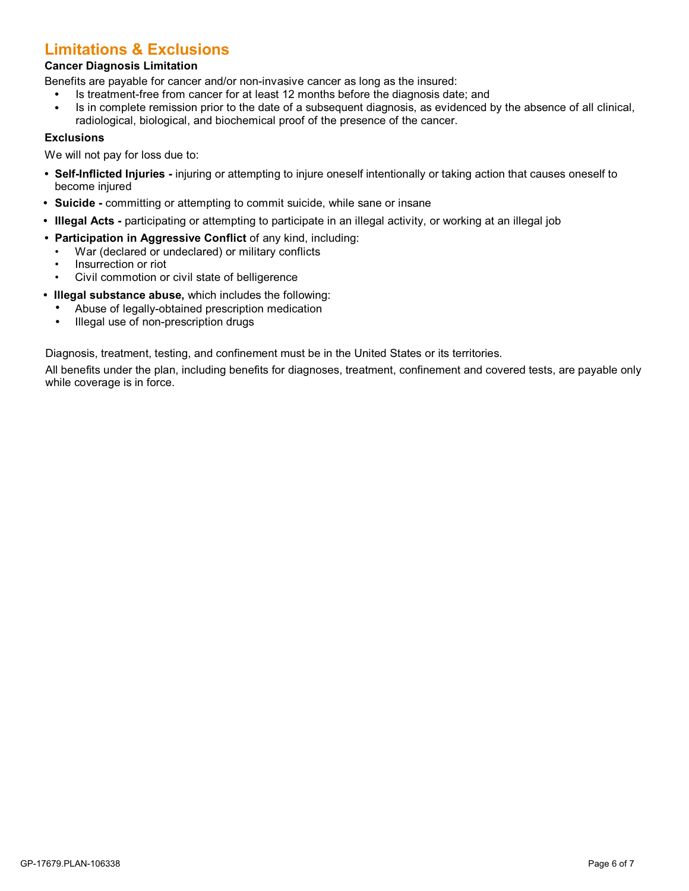## Limitations & Exclusions

**Cancer Diagnosis Limitation**

Benefits are payable for cancer and/or non-invasive cancer as long as the insured:

- Is treatment-free from cancer for at least 12 months before the diagnosis date; and
- Is in complete remission prior to the date of a subsequent diagnosis, as evidenced by the absence of all clinical, radiological, biological, and biochemical proof of the presence of the cancer.

**Exclusions**

We will not pay for loss due to:

- **Self-Inflicted Injuries -** injuring or attempting to injure oneself intentionally or taking action that causes oneself to become injured
- **Suicide -** committing or attempting to commit suicide, while sane or insane
- **Illegal Acts -** participating or attempting to participate in an illegal activity, or working at an illegal job
- **Participation in Aggressive Conflict** of any kind, including:
  - War (declared or undeclared) or military conflicts
  - Insurrection or riot
  - Civil commotion or civil state of belligerence
- **Illegal substance abuse,** which includes the following:
  - Abuse of legally-obtained prescription medication
  - Illegal use of non-prescription drugs

Diagnosis, treatment, testing, and confinement must be in the United States or its territories.

All benefits under the plan, including benefits for diagnoses, treatment, confinement and covered tests, are payable only while coverage is in force.

GP-17679.PLAN-106338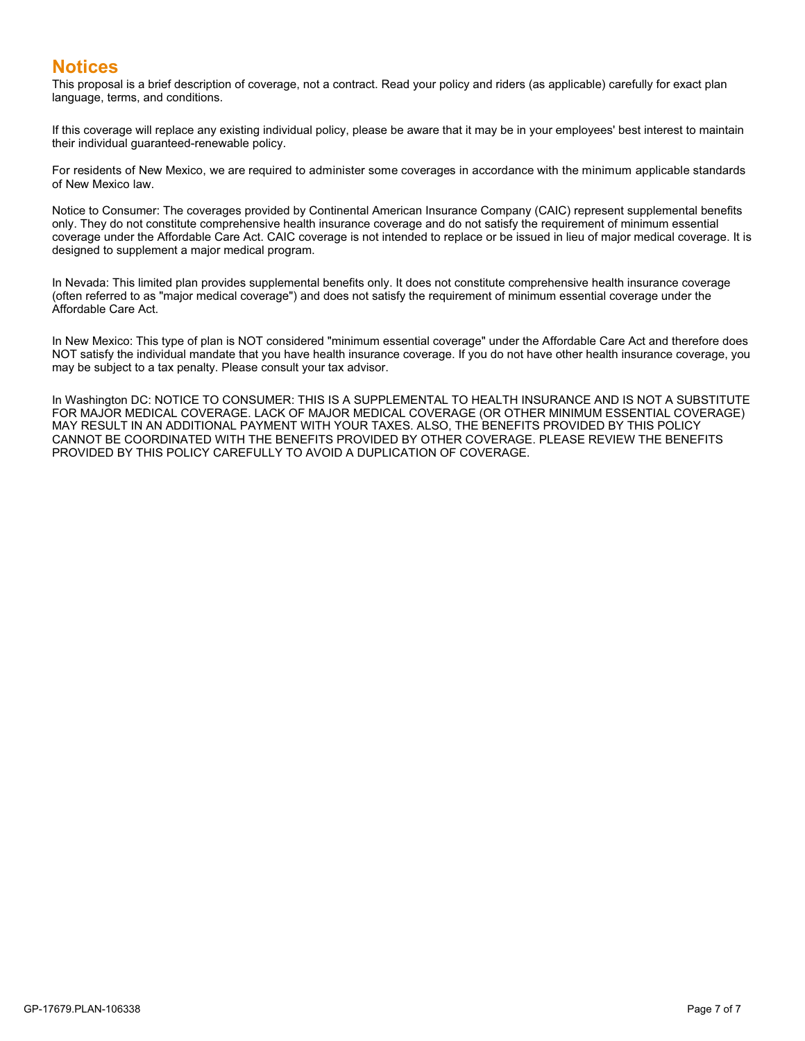## Notices

This proposal is a brief description of coverage, not a contract. Read your policy and riders (as applicable) carefully for exact plan language, terms, and conditions.

If this coverage will replace any existing individual policy, please be aware that it may be in your employees' best interest to maintain their individual guaranteed-renewable policy.

For residents of New Mexico, we are required to administer some coverages in accordance with the minimum applicable standards of New Mexico law.

Notice to Consumer: The coverages provided by Continental American Insurance Company (CAIC) represent supplemental benefits only. They do not constitute comprehensive health insurance coverage and do not satisfy the requirement of minimum essential coverage under the Affordable Care Act. CAIC coverage is not intended to replace or be issued in lieu of major medical coverage. It is designed to supplement a major medical program.

In Nevada: This limited plan provides supplemental benefits only. It does not constitute comprehensive health insurance coverage (often referred to as "major medical coverage") and does not satisfy the requirement of minimum essential coverage under the Affordable Care Act.

In New Mexico: This type of plan is NOT considered "minimum essential coverage" under the Affordable Care Act and therefore does NOT satisfy the individual mandate that you have health insurance coverage. If you do not have other health insurance coverage, you may be subject to a tax penalty. Please consult your tax advisor.

In Washington DC: NOTICE TO CONSUMER: THIS IS A SUPPLEMENTAL TO HEALTH INSURANCE AND IS NOT A SUBSTITUTE FOR MAJOR MEDICAL COVERAGE. LACK OF MAJOR MEDICAL COVERAGE (OR OTHER MINIMUM ESSENTIAL COVERAGE) MAY RESULT IN AN ADDITIONAL PAYMENT WITH YOUR TAXES. ALSO, THE BENEFITS PROVIDED BY THIS POLICY CANNOT BE COORDINATED WITH THE BENEFITS PROVIDED BY OTHER COVERAGE. PLEASE REVIEW THE BENEFITS PROVIDED BY THIS POLICY CAREFULLY TO AVOID A DUPLICATION OF COVERAGE.

GP-17679.PLAN-106338